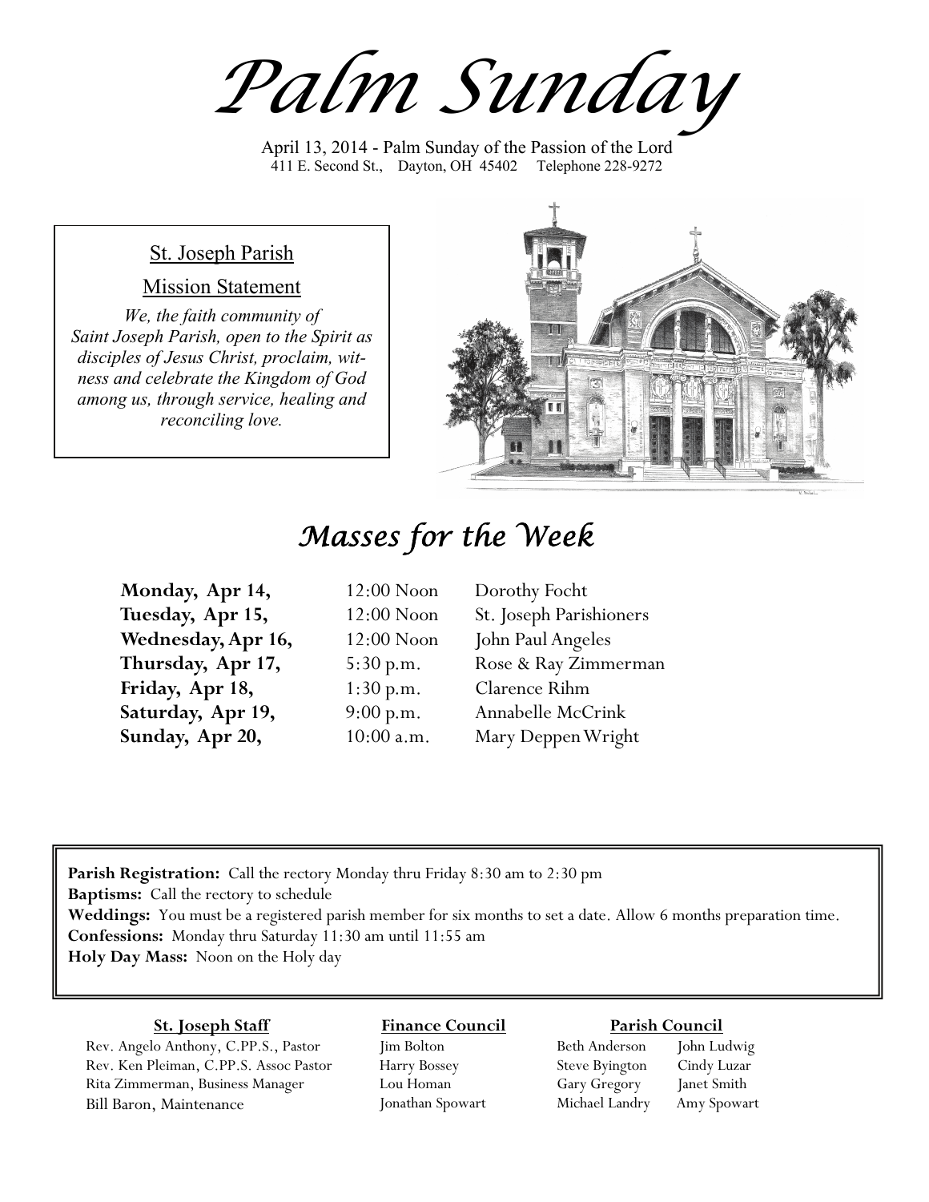# Palm Sunday

April 13, 2014 - Palm Sunday of the Passion of the Lord
411 E. Second St., Dayton, OH 45402 Telephone 228-9272

## St. Joseph Parish

### Mission Statement

*We, the faith community of Saint Joseph Parish, open to the Spirit as disciples of Jesus Christ, proclaim, witness and celebrate the Kingdom of God among us, through service, healing and reconciling love.*

## Masses for the Week

| | | |
|---|---|---|
| **Monday, Apr 14,** | 12:00 Noon | Dorothy Focht |
| **Tuesday, Apr 15,** | 12:00 Noon | St. Joseph Parishioners |
| **Wednesday, Apr 16,** | 12:00 Noon | John Paul Angeles |
| **Thursday, Apr 17,** | 5:30 p.m. | Rose & Ray Zimmerman |
| **Friday, Apr 18,** | 1:30 p.m. | Clarence Rihm |
| **Saturday, Apr 19,** | 9:00 p.m. | Annabelle McCrink |
| **Sunday, Apr 20,** | 10:00 a.m. | Mary Deppen Wright |

**Parish Registration:** Call the rectory Monday thru Friday 8:30 am to 2:30 pm
**Baptisms:** Call the rectory to schedule
**Weddings:** You must be a registered parish member for six months to set a date. Allow 6 months preparation time.
**Confessions:** Monday thru Saturday 11:30 am until 11:55 am
**Holy Day Mass:** Noon on the Holy day

**St. Joseph Staff**

Rev. Angelo Anthony, C.PP.S., Pastor
Rev. Ken Pleiman, C.PP.S. Assoc Pastor
Rita Zimmerman, Business Manager
Bill Baron, Maintenance

**Finance Council**

Jim Bolton
Harry Bossey
Lou Homan
Jonathan Spowart

**Parish Council**

Beth Anderson
Steve Byington
Gary Gregory
Michael Landry
John Ludwig
Cindy Luzar
Janet Smith
Amy Spowart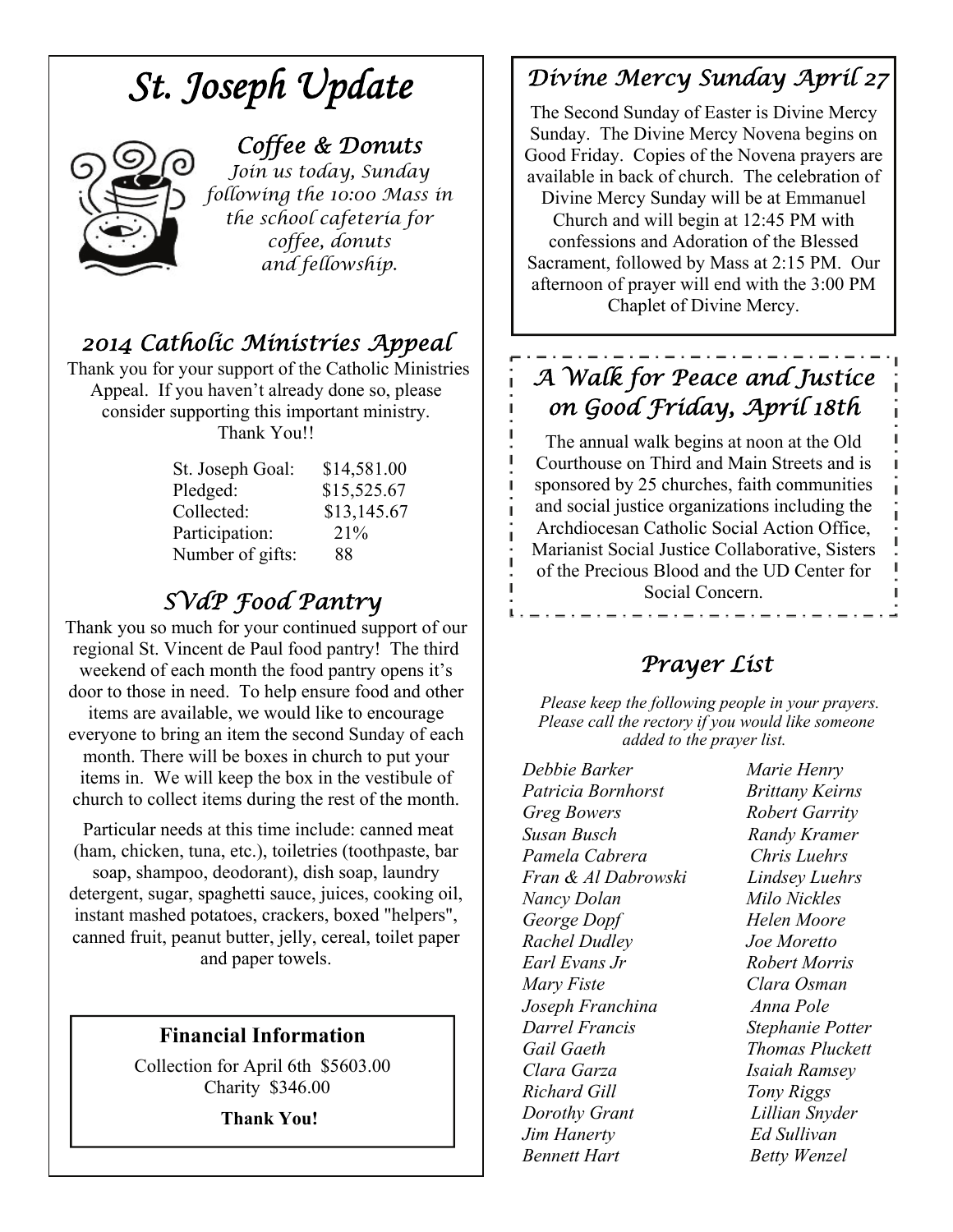# St. Joseph Update

## Coffee & Donuts

*Join us today, Sunday following the 10:00 Mass in the school cafeteria for coffee, donuts and fellowship.*

## 2014 Catholic Ministries Appeal

Thank you for your support of the Catholic Ministries Appeal. If you haven't already done so, please consider supporting this important ministry. Thank You!!

| | |
|---|---|
| St. Joseph Goal: | $14,581.00 |
| Pledged: | $15,525.67 |
| Collected: | $13,145.67 |
| Participation: | 21% |
| Number of gifts: | 88 |

## SVdP Food Pantry

Thank you so much for your continued support of our regional St. Vincent de Paul food pantry! The third weekend of each month the food pantry opens it's door to those in need. To help ensure food and other items are available, we would like to encourage everyone to bring an item the second Sunday of each month. There will be boxes in church to put your items in. We will keep the box in the vestibule of church to collect items during the rest of the month.

Particular needs at this time include: canned meat (ham, chicken, tuna, etc.), toiletries (toothpaste, bar soap, shampoo, deodorant), dish soap, laundry detergent, sugar, spaghetti sauce, juices, cooking oil, instant mashed potatoes, crackers, boxed "helpers", canned fruit, peanut butter, jelly, cereal, toilet paper and paper towels.

### Financial Information

Collection for April 6th $5603.00
Charity $346.00

**Thank You!**

## Divine Mercy Sunday April 27

The Second Sunday of Easter is Divine Mercy Sunday. The Divine Mercy Novena begins on Good Friday. Copies of the Novena prayers are available in back of church. The celebration of Divine Mercy Sunday will be at Emmanuel Church and will begin at 12:45 PM with confessions and Adoration of the Blessed Sacrament, followed by Mass at 2:15 PM. Our afternoon of prayer will end with the 3:00 PM Chaplet of Divine Mercy.

## A Walk for Peace and Justice on Good Friday, April 18th

The annual walk begins at noon at the Old Courthouse on Third and Main Streets and is sponsored by 25 churches, faith communities and social justice organizations including the Archdiocesan Catholic Social Action Office, Marianist Social Justice Collaborative, Sisters of the Precious Blood and the UD Center for Social Concern.

## Prayer List

*Please keep the following people in your prayers. Please call the rectory if you would like someone added to the prayer list.*

*Debbie Barker*
*Patricia Bornhorst*
*Greg Bowers*
*Susan Busch*
*Pamela Cabrera*
*Fran & Al Dabrowski*
*Nancy Dolan*
*George Dopf*
*Rachel Dudley*
*Earl Evans Jr*
*Mary Fiste*
*Joseph Franchina*
*Darrel Francis*
*Gail Gaeth*
*Clara Garza*
*Richard Gill*
*Dorothy Grant*
*Jim Hanerty*
*Bennett Hart*
*Marie Henry*
*Brittany Keirns*
*Robert Garrity*
*Randy Kramer*
*Chris Luehrs*
*Lindsey Luehrs*
*Milo Nickles*
*Helen Moore*
*Joe Moretto*
*Robert Morris*
*Clara Osman*
*Anna Pole*
*Stephanie Potter*
*Thomas Pluckett*
*Isaiah Ramsey*
*Tony Riggs*
*Lillian Snyder*
*Ed Sullivan*
*Betty Wenzel*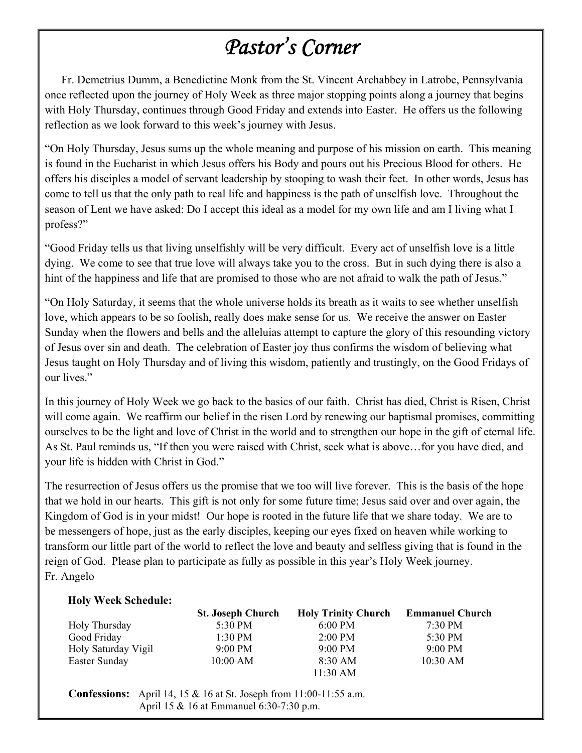# *Pastor's Corner*

Fr. Demetrius Dumm, a Benedictine Monk from the St. Vincent Archabbey in Latrobe, Pennsylvania once reflected upon the journey of Holy Week as three major stopping points along a journey that begins with Holy Thursday, continues through Good Friday and extends into Easter. He offers us the following reflection as we look forward to this week's journey with Jesus.

"On Holy Thursday, Jesus sums up the whole meaning and purpose of his mission on earth. This meaning is found in the Eucharist in which Jesus offers his Body and pours out his Precious Blood for others. He offers his disciples a model of servant leadership by stooping to wash their feet. In other words, Jesus has come to tell us that the only path to real life and happiness is the path of unselfish love. Throughout the season of Lent we have asked: Do I accept this ideal as a model for my own life and am I living what I profess?"

"Good Friday tells us that living unselfishly will be very difficult. Every act of unselfish love is a little dying. We come to see that true love will always take you to the cross. But in such dying there is also a hint of the happiness and life that are promised to those who are not afraid to walk the path of Jesus."

"On Holy Saturday, it seems that the whole universe holds its breath as it waits to see whether unselfish love, which appears to be so foolish, really does make sense for us. We receive the answer on Easter Sunday when the flowers and bells and the alleluias attempt to capture the glory of this resounding victory of Jesus over sin and death. The celebration of Easter joy thus confirms the wisdom of believing what Jesus taught on Holy Thursday and of living this wisdom, patiently and trustingly, on the Good Fridays of our lives."

In this journey of Holy Week we go back to the basics of our faith. Christ has died, Christ is Risen, Christ will come again. We reaffirm our belief in the risen Lord by renewing our baptismal promises, committing ourselves to be the light and love of Christ in the world and to strengthen our hope in the gift of eternal life. As St. Paul reminds us, "If then you were raised with Christ, seek what is above…for you have died, and your life is hidden with Christ in God."

The resurrection of Jesus offers us the promise that we too will live forever. This is the basis of the hope that we hold in our hearts. This gift is not only for some future time; Jesus said over and over again, the Kingdom of God is in your midst! Our hope is rooted in the future life that we share today. We are to be messengers of hope, just as the early disciples, keeping our eyes fixed on heaven while working to transform our little part of the world to reflect the love and beauty and selfless giving that is found in the reign of God. Please plan to participate as fully as possible in this year's Holy Week journey.
Fr. Angelo

**Holy Week Schedule:**

| | St. Joseph Church | Holy Trinity Church | Emmanuel Church |
|---|---|---|---|
| Holy Thursday | 5:30 PM | 6:00 PM | 7:30 PM |
| Good Friday | 1:30 PM | 2:00 PM | 5:30 PM |
| Holy Saturday Vigil | 9:00 PM | 9:00 PM | 9:00 PM |
| Easter Sunday | 10:00 AM | 8:30 AM<br>11:30 AM | 10:30 AM |

**Confessions:** April 14, 15 & 16 at St. Joseph from 11:00-11:55 a.m.
April 15 & 16 at Emmanuel 6:30-7:30 p.m.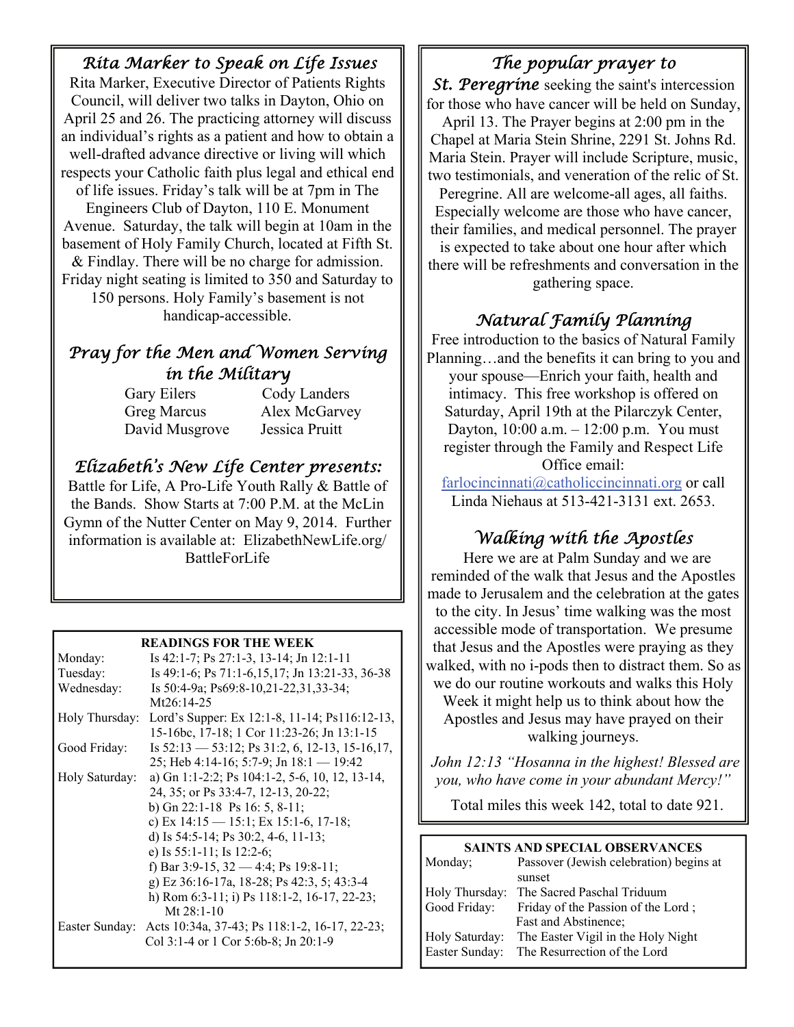## Rita Marker to Speak on Life Issues

Rita Marker, Executive Director of Patients Rights Council, will deliver two talks in Dayton, Ohio on April 25 and 26. The practicing attorney will discuss an individual's rights as a patient and how to obtain a well-drafted advance directive or living will which respects your Catholic faith plus legal and ethical end of life issues. Friday's talk will be at 7pm in The Engineers Club of Dayton, 110 E. Monument Avenue. Saturday, the talk will begin at 10am in the basement of Holy Family Church, located at Fifth St. & Findlay. There will be no charge for admission. Friday night seating is limited to 350 and Saturday to 150 persons. Holy Family's basement is not handicap-accessible.

## Pray for the Men and Women Serving in the Military

| | |
|---|---|
| Gary Eilers | Cody Landers |
| Greg Marcus | Alex McGarvey |
| David Musgrove | Jessica Pruitt |

## Elizabeth's New Life Center presents:

Battle for Life, A Pro-Life Youth Rally & Battle of the Bands. Show Starts at 7:00 P.M. at the McLin Gymn of the Nutter Center on May 9, 2014. Further information is available at: ElizabethNewLife.org/BattleForLife

**READINGS FOR THE WEEK**

| | |
|---|---|
| Monday: | Is 42:1-7; Ps 27:1-3, 13-14; Jn 12:1-11 |
| Tuesday: | Is 49:1-6; Ps 71:1-6,15,17; Jn 13:21-33, 36-38 |
| Wednesday: | Is 50:4-9a; Ps69:8-10,21-22,31,33-34; Mt26:14-25 |
| Holy Thursday: | Lord's Supper: Ex 12:1-8, 11-14; Ps116:12-13, 15-16bc, 17-18; 1 Cor 11:23-26; Jn 13:1-15 |
| Good Friday: | Is 52:13 — 53:12; Ps 31:2, 6, 12-13, 15-16,17, 25; Heb 4:14-16; 5:7-9; Jn 18:1 — 19:42 |
| Holy Saturday: | a) Gn 1:1-2:2; Ps 104:1-2, 5-6, 10, 12, 13-14, 24, 35; or Ps 33:4-7, 12-13, 20-22; b) Gn 22:1-18 Ps 16: 5, 8-11; c) Ex 14:15 — 15:1; Ex 15:1-6, 17-18; d) Is 54:5-14; Ps 30:2, 4-6, 11-13; e) Is 55:1-11; Is 12:2-6; f) Bar 3:9-15, 32 — 4:4; Ps 19:8-11; g) Ez 36:16-17a, 18-28; Ps 42:3, 5; 43:3-4 h) Rom 6:3-11; i) Ps 118:1-2, 16-17, 22-23; Mt 28:1-10 |
| Easter Sunday: | Acts 10:34a, 37-43; Ps 118:1-2, 16-17, 22-23; Col 3:1-4 or 1 Cor 5:6b-8; Jn 20:1-9 |

## The popular prayer to St. Peregrine

**St. Peregrine** seeking the saint's intercession for those who have cancer will be held on Sunday, April 13. The Prayer begins at 2:00 pm in the Chapel at Maria Stein Shrine, 2291 St. Johns Rd. Maria Stein. Prayer will include Scripture, music, two testimonials, and veneration of the relic of St. Peregrine. All are welcome-all ages, all faiths. Especially welcome are those who have cancer, their families, and medical personnel. The prayer is expected to take about one hour after which there will be refreshments and conversation in the gathering space.

## Natural Family Planning

Free introduction to the basics of Natural Family Planning…and the benefits it can bring to you and your spouse—Enrich your faith, health and intimacy. This free workshop is offered on Saturday, April 19th at the Pilarczyk Center, Dayton, 10:00 a.m. – 12:00 p.m. You must register through the Family and Respect Life Office email: farlocincinnati@catholiccincinnati.org or call Linda Niehaus at 513-421-3131 ext. 2653.

## Walking with the Apostles

Here we are at Palm Sunday and we are reminded of the walk that Jesus and the Apostles made to Jerusalem and the celebration at the gates to the city. In Jesus' time walking was the most accessible mode of transportation. We presume that Jesus and the Apostles were praying as they walked, with no i-pods then to distract them. So as we do our routine workouts and walks this Holy Week it might help us to think about how the Apostles and Jesus may have prayed on their walking journeys.

*John 12:13 "Hosanna in the highest! Blessed are you, who have come in your abundant Mercy!"*

Total miles this week 142, total to date 921.

**SAINTS AND SPECIAL OBSERVANCES**

| | |
|---|---|
| Monday; | Passover (Jewish celebration) begins at sunset |
| Holy Thursday: | The Sacred Paschal Triduum |
| Good Friday: | Friday of the Passion of the Lord ; Fast and Abstinence; |
| Holy Saturday: | The Easter Vigil in the Holy Night |
| Easter Sunday: | The Resurrection of the Lord |